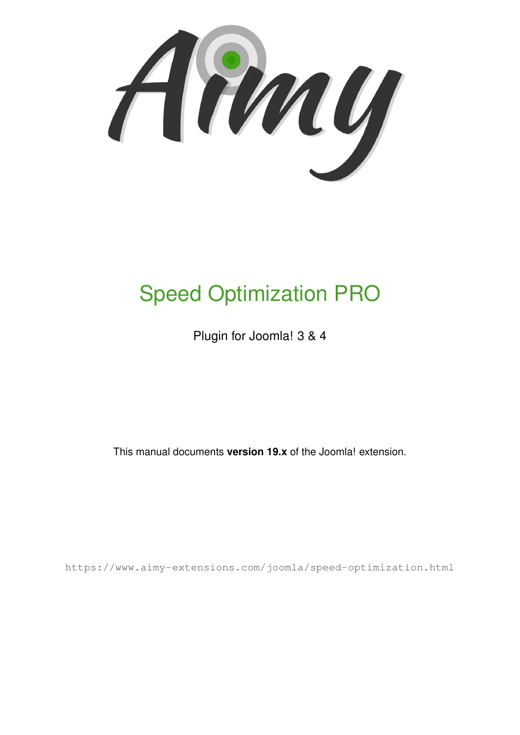Aimy

# Speed Optimization PRO

Plugin for Joomla! 3 & 4

This manual documents **version 19.x** of the Joomla! extension.

https://www.aimy-extensions.com/joomla/speed-optimization.html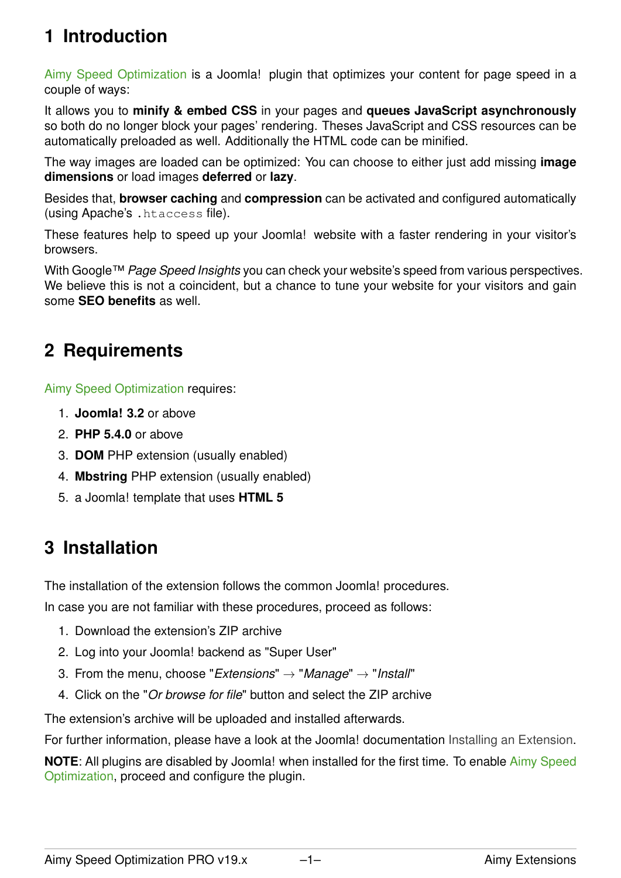# 1 Introduction

Aimy Speed Optimization is a Joomla! plugin that optimizes your content for page speed in a couple of ways:

It allows you to **minify & embed CSS** in your pages and **queues JavaScript asynchronously** so both do no longer block your pages' rendering. Theses JavaScript and CSS resources can be automatically preloaded as well. Additionally the HTML code can be minified.

The way images are loaded can be optimized: You can choose to either just add missing **image dimensions** or load images **deferred** or **lazy**.

Besides that, **browser caching** and **compression** can be activated and configured automatically (using Apache's `.htaccess` file).

These features help to speed up your Joomla! website with a faster rendering in your visitor's browsers.

With Google™ *Page Speed Insights* you can check your website's speed from various perspectives. We believe this is not a coincident, but a chance to tune your website for your visitors and gain some **SEO benefits** as well.

# 2 Requirements

Aimy Speed Optimization requires:

1. **Joomla! 3.2** or above
2. **PHP 5.4.0** or above
3. **DOM** PHP extension (usually enabled)
4. **Mbstring** PHP extension (usually enabled)
5. a Joomla! template that uses **HTML 5**

# 3 Installation

The installation of the extension follows the common Joomla! procedures.

In case you are not familiar with these procedures, proceed as follows:

1. Download the extension's ZIP archive
2. Log into your Joomla! backend as "Super User"
3. From the menu, choose "*Extensions*" → "*Manage*" → "*Install*"
4. Click on the "*Or browse for file*" button and select the ZIP archive

The extension's archive will be uploaded and installed afterwards.

For further information, please have a look at the Joomla! documentation Installing an Extension.

**NOTE**: All plugins are disabled by Joomla! when installed for the first time. To enable Aimy Speed Optimization, proceed and configure the plugin.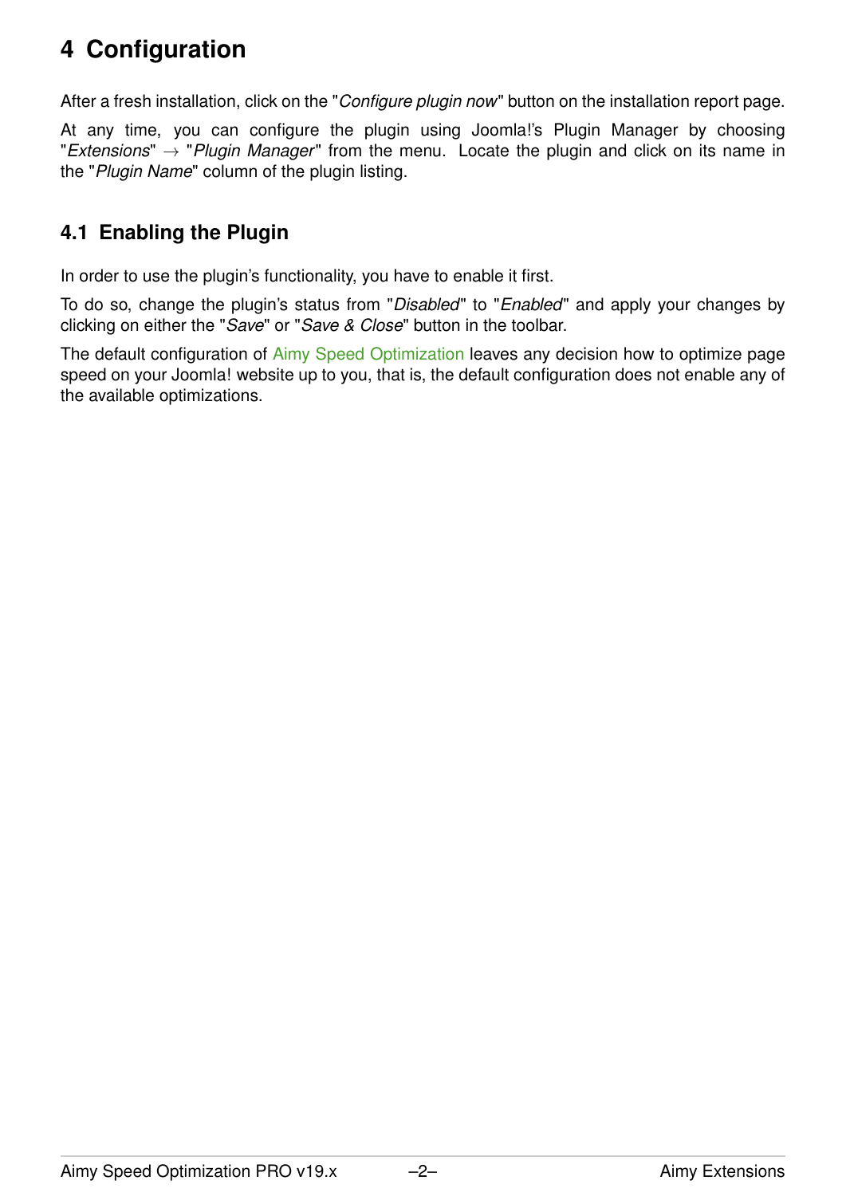# 4 Configuration

After a fresh installation, click on the "*Configure plugin now*" button on the installation report page.

At any time, you can configure the plugin using Joomla!'s Plugin Manager by choosing "*Extensions*" → "*Plugin Manager*" from the menu. Locate the plugin and click on its name in the "*Plugin Name*" column of the plugin listing.

## 4.1 Enabling the Plugin

In order to use the plugin's functionality, you have to enable it first.

To do so, change the plugin's status from "*Disabled*" to "*Enabled*" and apply your changes by clicking on either the "*Save*" or "*Save & Close*" button in the toolbar.

The default configuration of Aimy Speed Optimization leaves any decision how to optimize page speed on your Joomla! website up to you, that is, the default configuration does not enable any of the available optimizations.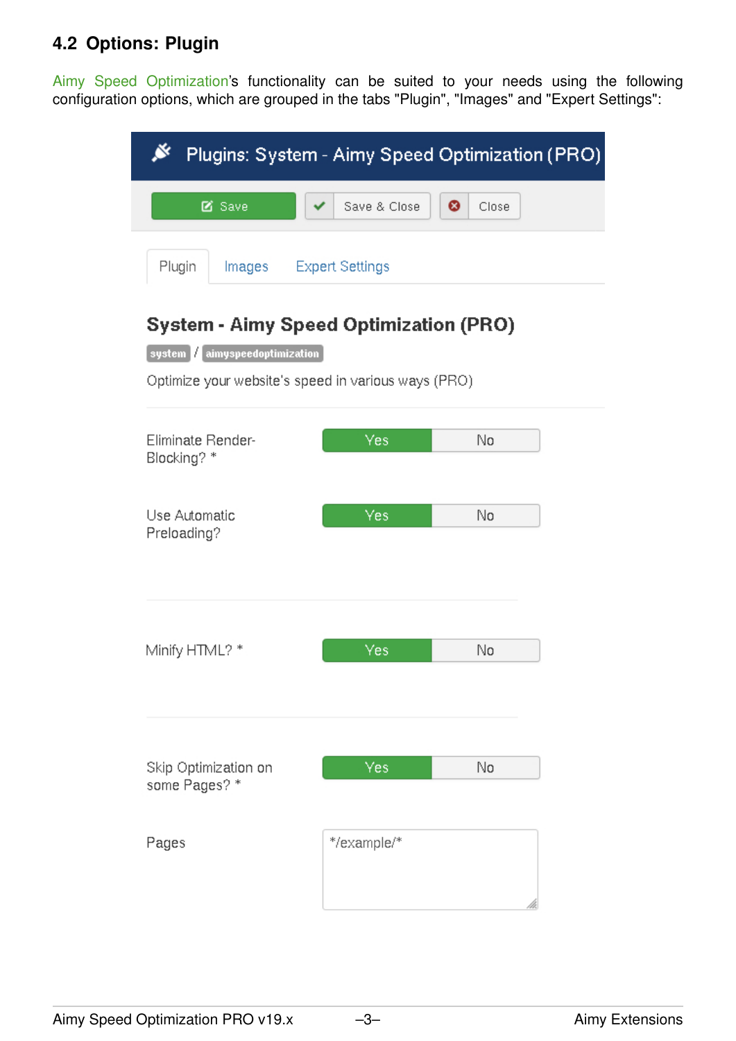## 4.2 Options: Plugin

Aimy Speed Optimization's functionality can be suited to your needs using the following configuration options, which are grouped in the tabs "Plugin", "Images" and "Expert Settings":

Plugins: System - Aimy Speed Optimization (PRO)

Save | Save & Close | Close

Plugin | Images | Expert Settings

**System - Aimy Speed Optimization (PRO)**

system / aimyspeedoptimization

Optimize your website's speed in various ways (PRO)

Eliminate Render-Blocking? * — Yes | No

Use Automatic Preloading? — Yes | No

Minify HTML? * — Yes | No

Skip Optimization on some Pages? * — Yes | No

Pages — */example/*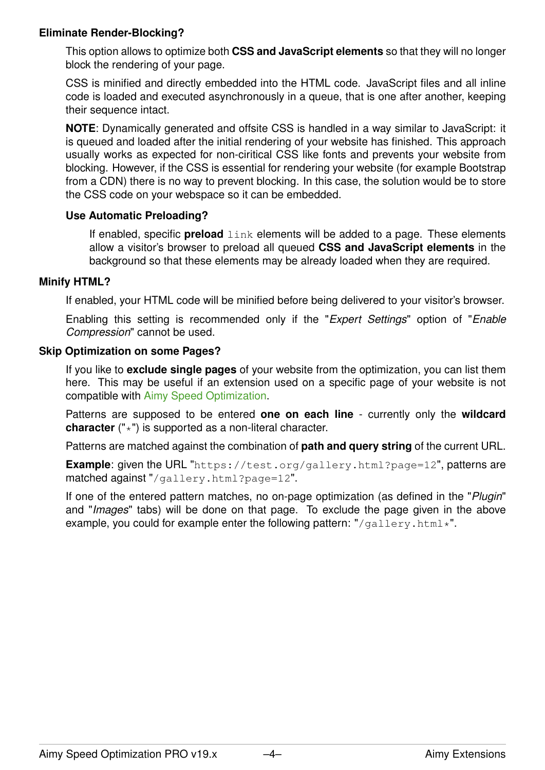**Eliminate Render-Blocking?**

This option allows to optimize both **CSS and JavaScript elements** so that they will no longer block the rendering of your page.

CSS is minified and directly embedded into the HTML code. JavaScript files and all inline code is loaded and executed asynchronously in a queue, that is one after another, keeping their sequence intact.

**NOTE**: Dynamically generated and offsite CSS is handled in a way similar to JavaScript: it is queued and loaded after the initial rendering of your website has finished. This approach usually works as expected for non-ciritical CSS like fonts and prevents your website from blocking. However, if the CSS is essential for rendering your website (for example Bootstrap from a CDN) there is no way to prevent blocking. In this case, the solution would be to store the CSS code on your webspace so it can be embedded.

**Use Automatic Preloading?**

If enabled, specific **preload** `link` elements will be added to a page. These elements allow a visitor's browser to preload all queued **CSS and JavaScript elements** in the background so that these elements may be already loaded when they are required.

**Minify HTML?**

If enabled, your HTML code will be minified before being delivered to your visitor's browser.

Enabling this setting is recommended only if the "*Expert Settings*" option of "*Enable Compression*" cannot be used.

**Skip Optimization on some Pages?**

If you like to **exclude single pages** of your website from the optimization, you can list them here. This may be useful if an extension used on a specific page of your website is not compatible with Aimy Speed Optimization.

Patterns are supposed to be entered **one on each line** - currently only the **wildcard character** ("`*`") is supported as a non-literal character.

Patterns are matched against the combination of **path and query string** of the current URL.

**Example**: given the URL "`https://test.org/gallery.html?page=12`", patterns are matched against "`/gallery.html?page=12`".

If one of the entered pattern matches, no on-page optimization (as defined in the "*Plugin*" and "*Images*" tabs) will be done on that page. To exclude the page given in the above example, you could for example enter the following pattern: "`/gallery.html*`".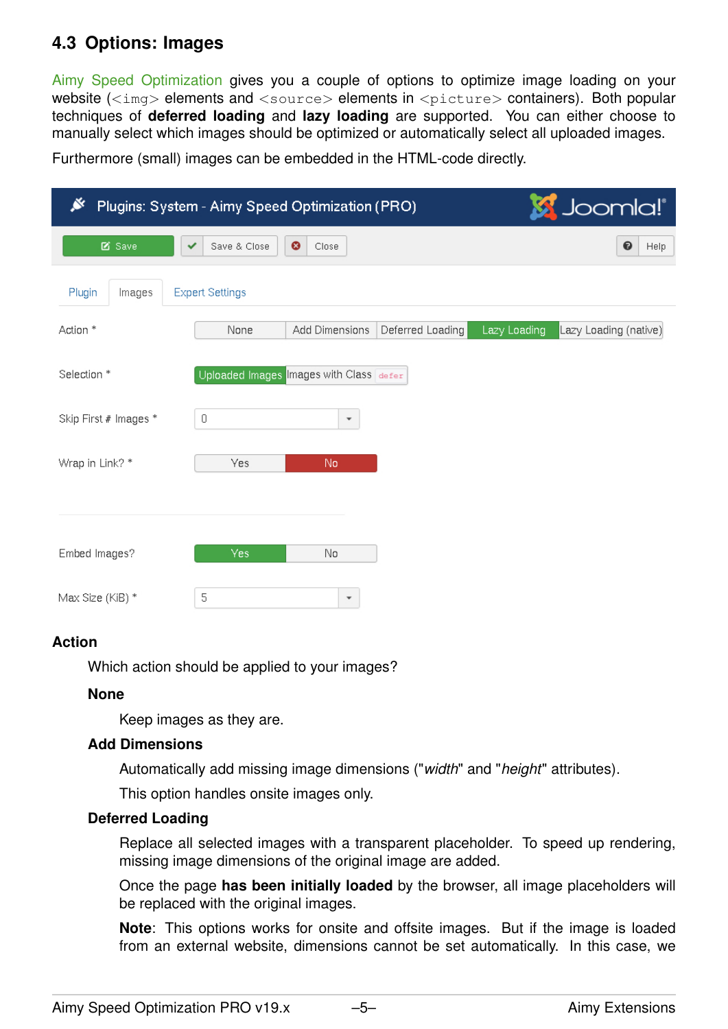## 4.3 Options: Images

Aimy Speed Optimization gives you a couple of options to optimize image loading on your website (<img> elements and <source> elements in <picture> containers). Both popular techniques of **deferred loading** and **lazy loading** are supported. You can either choose to manually select which images should be optimized or automatically select all uploaded images.

Furthermore (small) images can be embedded in the HTML-code directly.

**Action**

Which action should be applied to your images?

**None**

Keep images as they are.

**Add Dimensions**

Automatically add missing image dimensions ("*width*" and "*height*" attributes).

This option handles onsite images only.

**Deferred Loading**

Replace all selected images with a transparent placeholder. To speed up rendering, missing image dimensions of the original image are added.

Once the page **has been initially loaded** by the browser, all image placeholders will be replaced with the original images.

**Note**: This options works for onsite and offsite images. But if the image is loaded from an external website, dimensions cannot be set automatically. In this case, we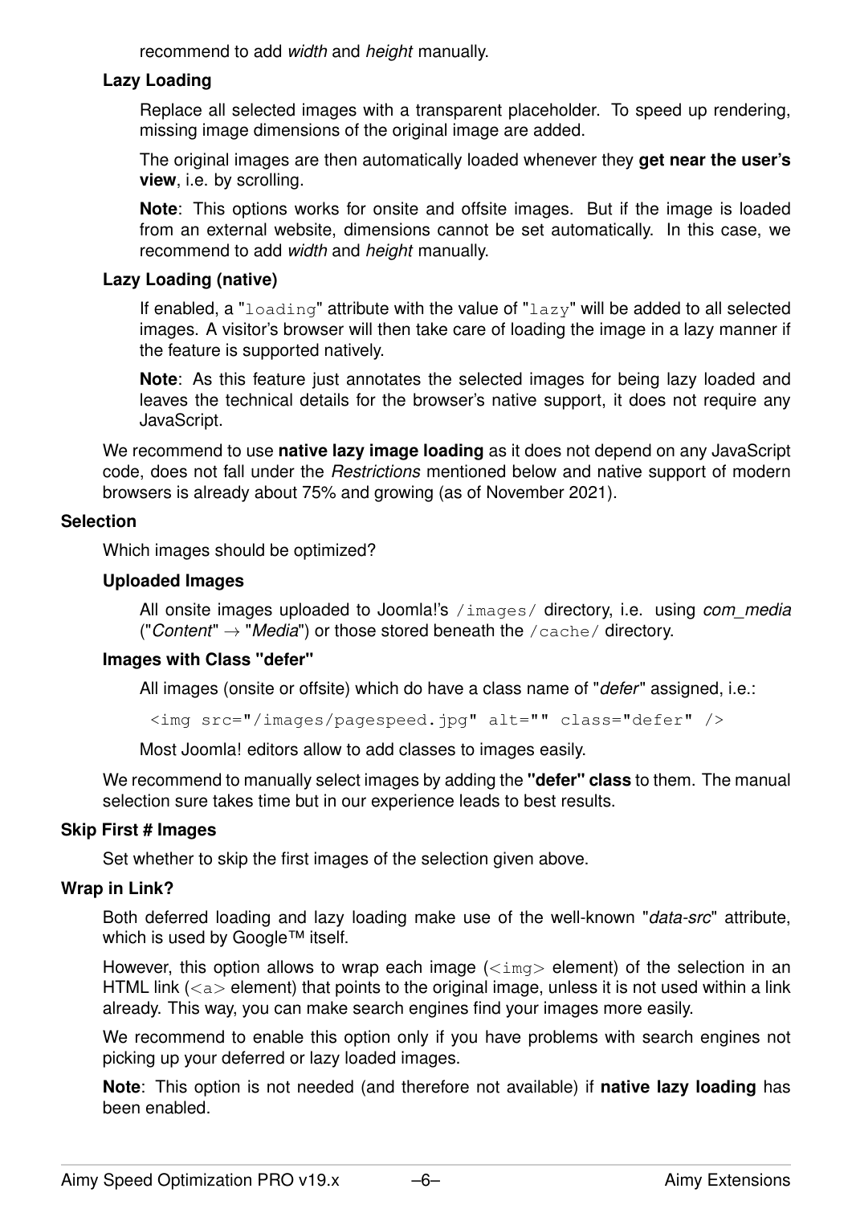recommend to add *width* and *height* manually.

**Lazy Loading**

Replace all selected images with a transparent placeholder. To speed up rendering, missing image dimensions of the original image are added.

The original images are then automatically loaded whenever they **get near the user's view**, i.e. by scrolling.

**Note**: This options works for onsite and offsite images. But if the image is loaded from an external website, dimensions cannot be set automatically. In this case, we recommend to add *width* and *height* manually.

**Lazy Loading (native)**

If enabled, a "`loading`" attribute with the value of "`lazy`" will be added to all selected images. A visitor's browser will then take care of loading the image in a lazy manner if the feature is supported natively.

**Note**: As this feature just annotates the selected images for being lazy loaded and leaves the technical details for the browser's native support, it does not require any JavaScript.

We recommend to use **native lazy image loading** as it does not depend on any JavaScript code, does not fall under the *Restrictions* mentioned below and native support of modern browsers is already about 75% and growing (as of November 2021).

**Selection**

Which images should be optimized?

**Uploaded Images**

All onsite images uploaded to Joomla!'s `/images/` directory, i.e. using *com_media* ("*Content*" → "*Media*") or those stored beneath the `/cache/` directory.

**Images with Class "defer"**

All images (onsite or offsite) which do have a class name of "*defer*" assigned, i.e.:

```
<img src="/images/pagespeed.jpg" alt="" class="defer" />
```

Most Joomla! editors allow to add classes to images easily.

We recommend to manually select images by adding the **"defer" class** to them. The manual selection sure takes time but in our experience leads to best results.

**Skip First # Images**

Set whether to skip the first images of the selection given above.

**Wrap in Link?**

Both deferred loading and lazy loading make use of the well-known "*data-src*" attribute, which is used by Google™ itself.

However, this option allows to wrap each image (`<img>` element) of the selection in an HTML link (`<a>` element) that points to the original image, unless it is not used within a link already. This way, you can make search engines find your images more easily.

We recommend to enable this option only if you have problems with search engines not picking up your deferred or lazy loaded images.

**Note**: This option is not needed (and therefore not available) if **native lazy loading** has been enabled.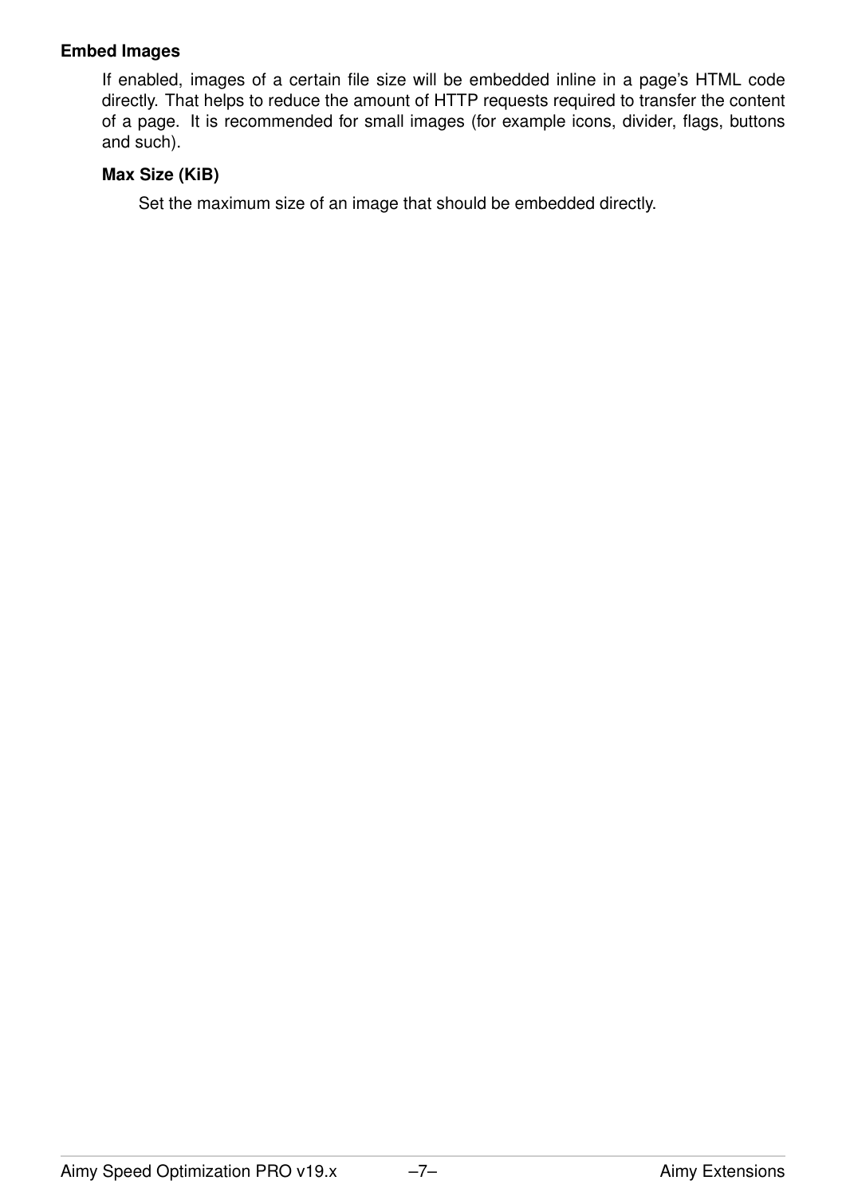### Embed Images

If enabled, images of a certain file size will be embedded inline in a page's HTML code directly. That helps to reduce the amount of HTTP requests required to transfer the content of a page. It is recommended for small images (for example icons, divider, flags, buttons and such).

#### Max Size (KiB)

Set the maximum size of an image that should be embedded directly.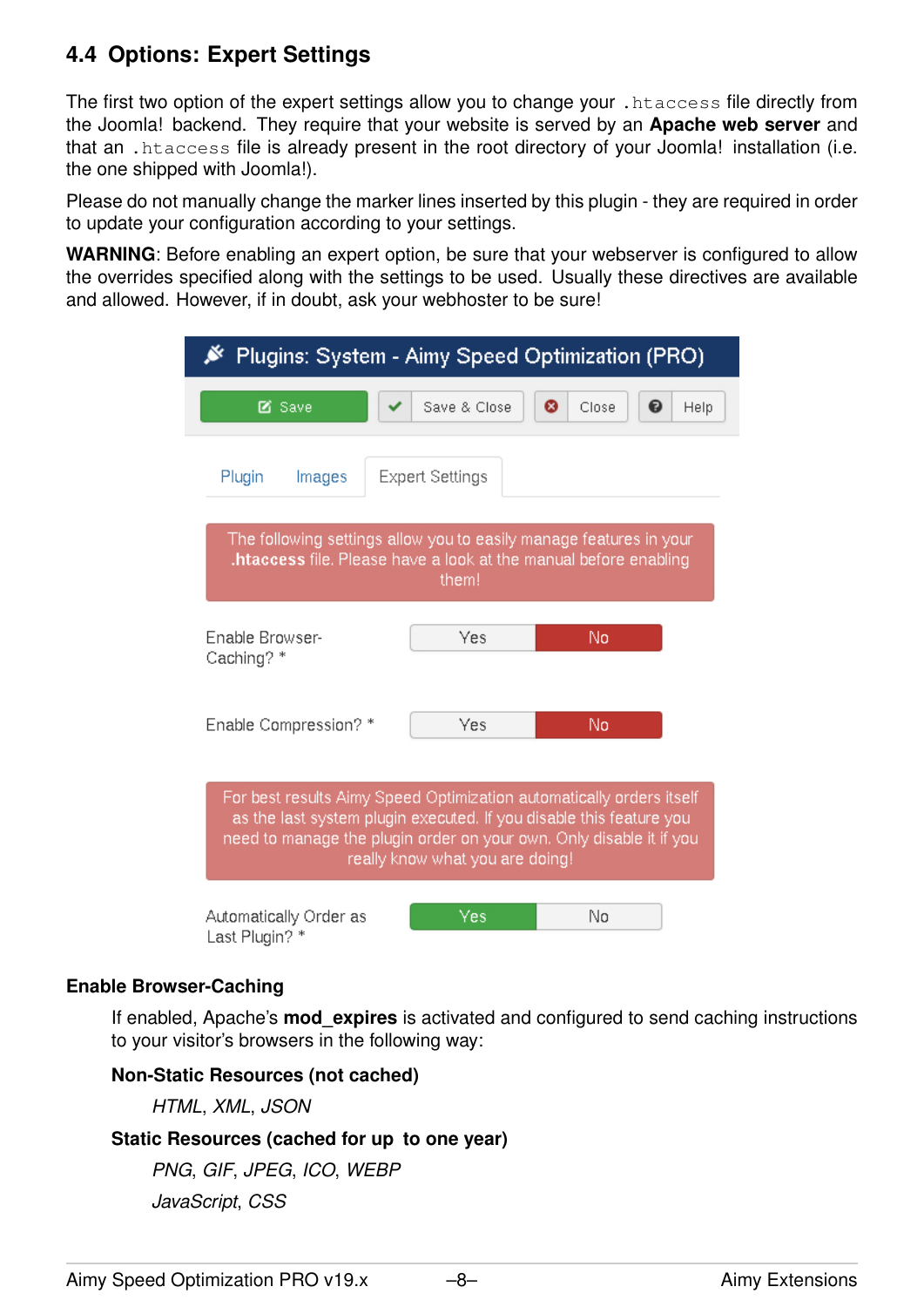## 4.4 Options: Expert Settings

The first two option of the expert settings allow you to change your `.htaccess` file directly from the Joomla! backend. They require that your website is served by an **Apache web server** and that an `.htaccess` file is already present in the root directory of your Joomla! installation (i.e. the one shipped with Joomla!).

Please do not manually change the marker lines inserted by this plugin - they are required in order to update your configuration according to your settings.

**WARNING**: Before enabling an expert option, be sure that your webserver is configured to allow the overrides specified along with the settings to be used. Usually these directives are available and allowed. However, if in doubt, ask your webhoster to be sure!

**Enable Browser-Caching**

If enabled, Apache's **mod_expires** is activated and configured to send caching instructions to your visitor's browsers in the following way:

**Non-Static Resources (not cached)**

*HTML*, *XML*, *JSON*

**Static Resources (cached for up to one year)**

*PNG*, *GIF*, *JPEG*, *ICO*, *WEBP*

*JavaScript*, *CSS*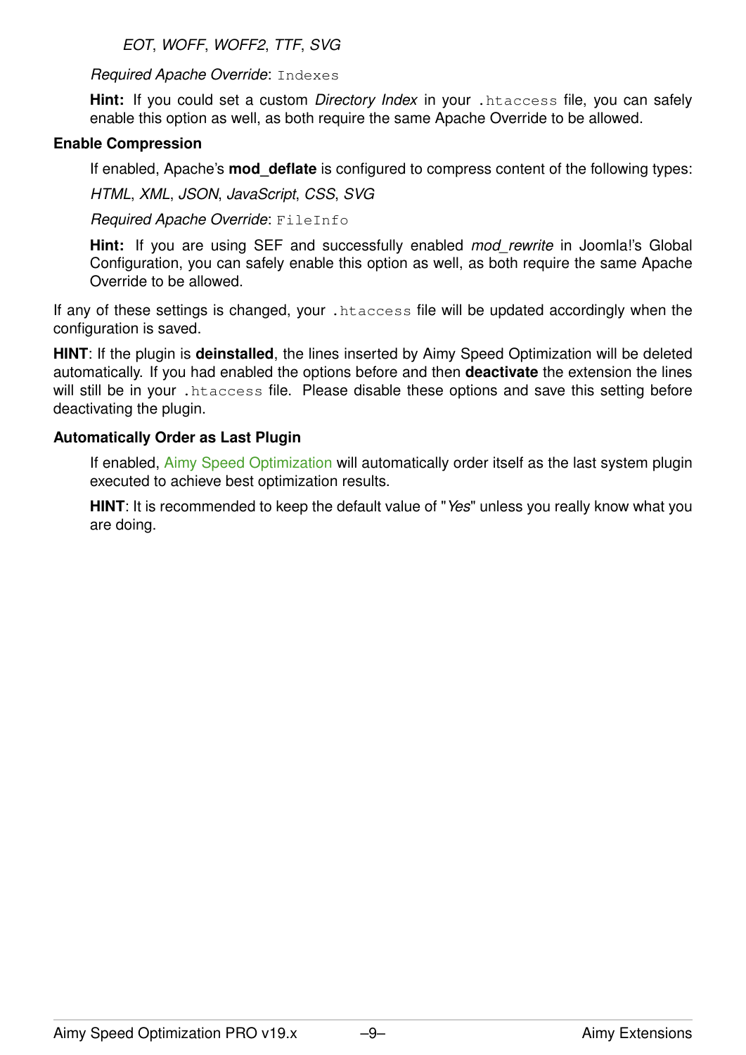*EOT*, *WOFF*, *WOFF2*, *TTF*, *SVG*

*Required Apache Override*: `Indexes`

**Hint:** If you could set a custom *Directory Index* in your `.htaccess` file, you can safely enable this option as well, as both require the same Apache Override to be allowed.

**Enable Compression**

If enabled, Apache's **mod_deflate** is configured to compress content of the following types:

*HTML*, *XML*, *JSON*, *JavaScript*, *CSS*, *SVG*

*Required Apache Override*: `FileInfo`

**Hint:** If you are using SEF and successfully enabled *mod_rewrite* in Joomla!'s Global Configuration, you can safely enable this option as well, as both require the same Apache Override to be allowed.

If any of these settings is changed, your `.htaccess` file will be updated accordingly when the configuration is saved.

**HINT**: If the plugin is **deinstalled**, the lines inserted by Aimy Speed Optimization will be deleted automatically. If you had enabled the options before and then **deactivate** the extension the lines will still be in your `.htaccess` file. Please disable these options and save this setting before deactivating the plugin.

**Automatically Order as Last Plugin**

If enabled, Aimy Speed Optimization will automatically order itself as the last system plugin executed to achieve best optimization results.

**HINT**: It is recommended to keep the default value of "*Yes*" unless you really know what you are doing.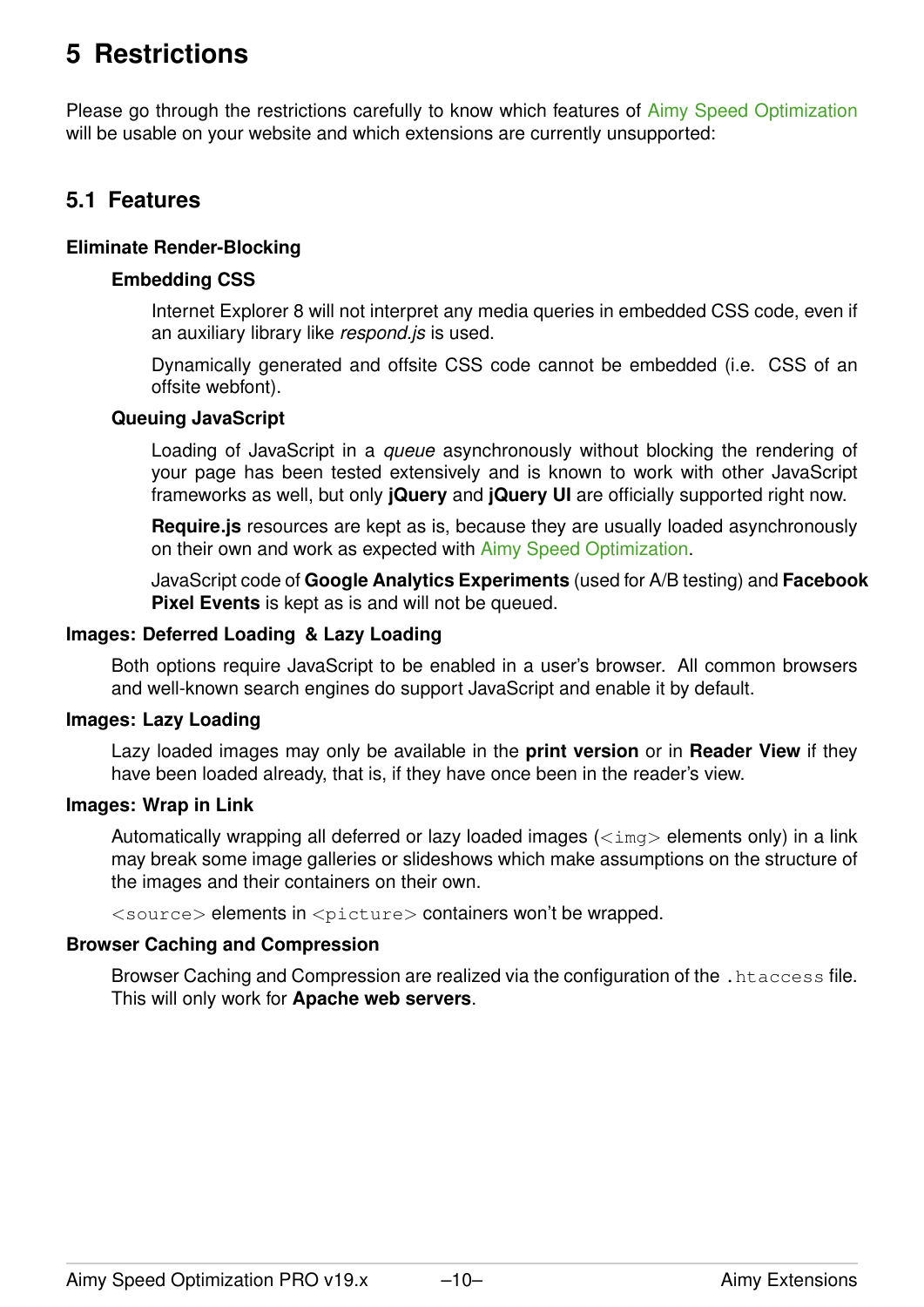# 5 Restrictions

Please go through the restrictions carefully to know which features of Aimy Speed Optimization will be usable on your website and which extensions are currently unsupported:

## 5.1 Features

**Eliminate Render-Blocking**

**Embedding CSS**

Internet Explorer 8 will not interpret any media queries in embedded CSS code, even if an auxiliary library like *respond.js* is used.

Dynamically generated and offsite CSS code cannot be embedded (i.e. CSS of an offsite webfont).

**Queuing JavaScript**

Loading of JavaScript in a *queue* asynchronously without blocking the rendering of your page has been tested extensively and is known to work with other JavaScript frameworks as well, but only **jQuery** and **jQuery UI** are officially supported right now.

**Require.js** resources are kept as is, because they are usually loaded asynchronously on their own and work as expected with Aimy Speed Optimization.

JavaScript code of **Google Analytics Experiments** (used for A/B testing) and **Facebook Pixel Events** is kept as is and will not be queued.

**Images: Deferred Loading & Lazy Loading**

Both options require JavaScript to be enabled in a user's browser. All common browsers and well-known search engines do support JavaScript and enable it by default.

**Images: Lazy Loading**

Lazy loaded images may only be available in the **print version** or in **Reader View** if they have been loaded already, that is, if they have once been in the reader's view.

**Images: Wrap in Link**

Automatically wrapping all deferred or lazy loaded images (`<img>` elements only) in a link may break some image galleries or slideshows which make assumptions on the structure of the images and their containers on their own.

`<source>` elements in `<picture>` containers won't be wrapped.

**Browser Caching and Compression**

Browser Caching and Compression are realized via the configuration of the `.htaccess` file. This will only work for **Apache web servers**.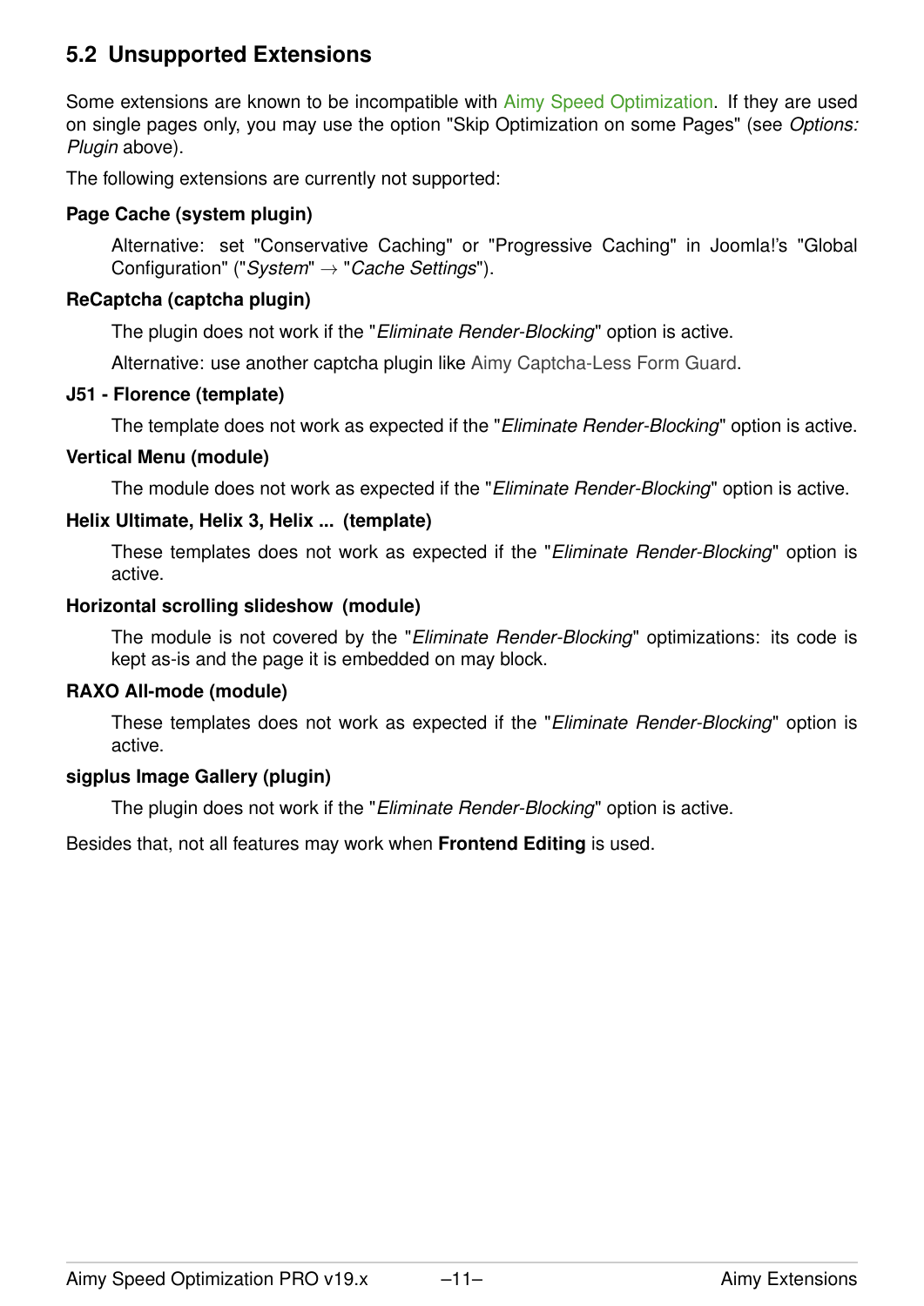## 5.2 Unsupported Extensions

Some extensions are known to be incompatible with Aimy Speed Optimization. If they are used on single pages only, you may use the option "Skip Optimization on some Pages" (see *Options: Plugin* above).

The following extensions are currently not supported:

**Page Cache (system plugin)**

Alternative: set "Conservative Caching" or "Progressive Caching" in Joomla!'s "Global Configuration" ("*System*" → "*Cache Settings*").

**ReCaptcha (captcha plugin)**

The plugin does not work if the "*Eliminate Render-Blocking*" option is active.

Alternative: use another captcha plugin like Aimy Captcha-Less Form Guard.

**J51 - Florence (template)**

The template does not work as expected if the "*Eliminate Render-Blocking*" option is active.

**Vertical Menu (module)**

The module does not work as expected if the "*Eliminate Render-Blocking*" option is active.

**Helix Ultimate, Helix 3, Helix ... (template)**

These templates does not work as expected if the "*Eliminate Render-Blocking*" option is active.

**Horizontal scrolling slideshow (module)**

The module is not covered by the "*Eliminate Render-Blocking*" optimizations: its code is kept as-is and the page it is embedded on may block.

**RAXO All-mode (module)**

These templates does not work as expected if the "*Eliminate Render-Blocking*" option is active.

**sigplus Image Gallery (plugin)**

The plugin does not work if the "*Eliminate Render-Blocking*" option is active.

Besides that, not all features may work when **Frontend Editing** is used.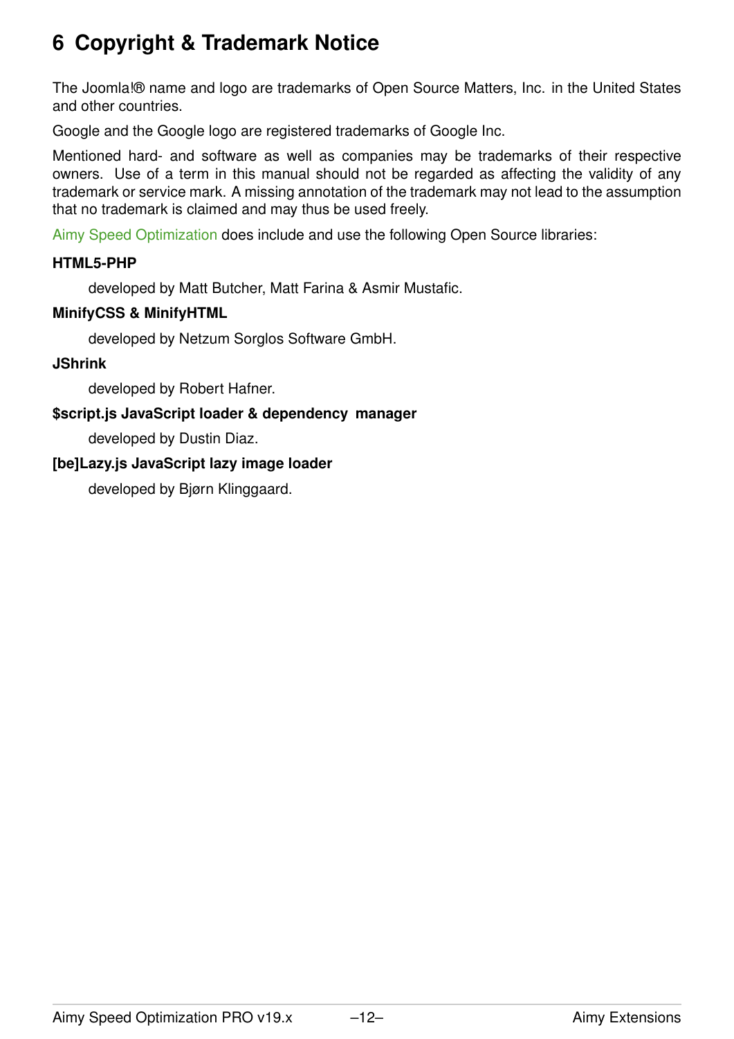# 6 Copyright & Trademark Notice

The Joomla!® name and logo are trademarks of Open Source Matters, Inc. in the United States and other countries.

Google and the Google logo are registered trademarks of Google Inc.

Mentioned hard- and software as well as companies may be trademarks of their respective owners. Use of a term in this manual should not be regarded as affecting the validity of any trademark or service mark. A missing annotation of the trademark may not lead to the assumption that no trademark is claimed and may thus be used freely.

Aimy Speed Optimization does include and use the following Open Source libraries:

**HTML5-PHP**

developed by Matt Butcher, Matt Farina & Asmir Mustafic.

**MinifyCSS & MinifyHTML**

developed by Netzum Sorglos Software GmbH.

**JShrink**

developed by Robert Hafner.

**$script.js JavaScript loader & dependency manager**

developed by Dustin Diaz.

**[be]Lazy.js JavaScript lazy image loader**

developed by Bjørn Klinggaard.